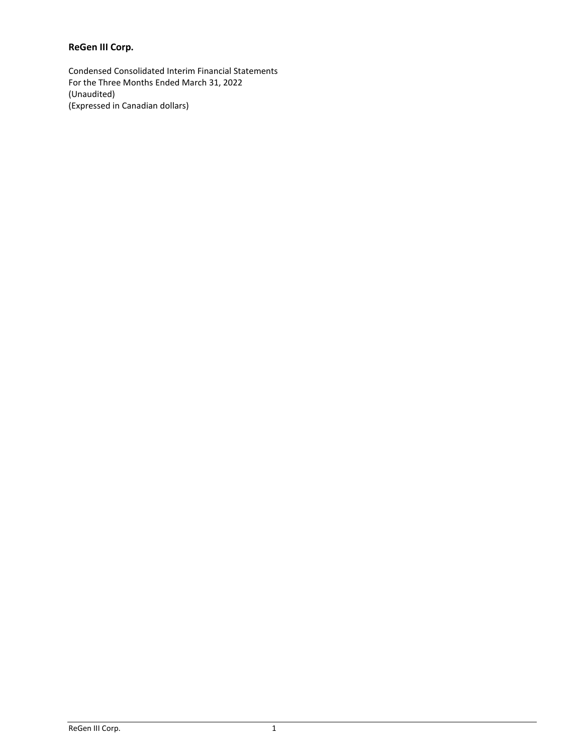# ReGen III Corp.

Condensed Consolidated Interim Financial Statements
For the Three Months Ended March 31, 2022
(Unaudited)
(Expressed in Canadian dollars)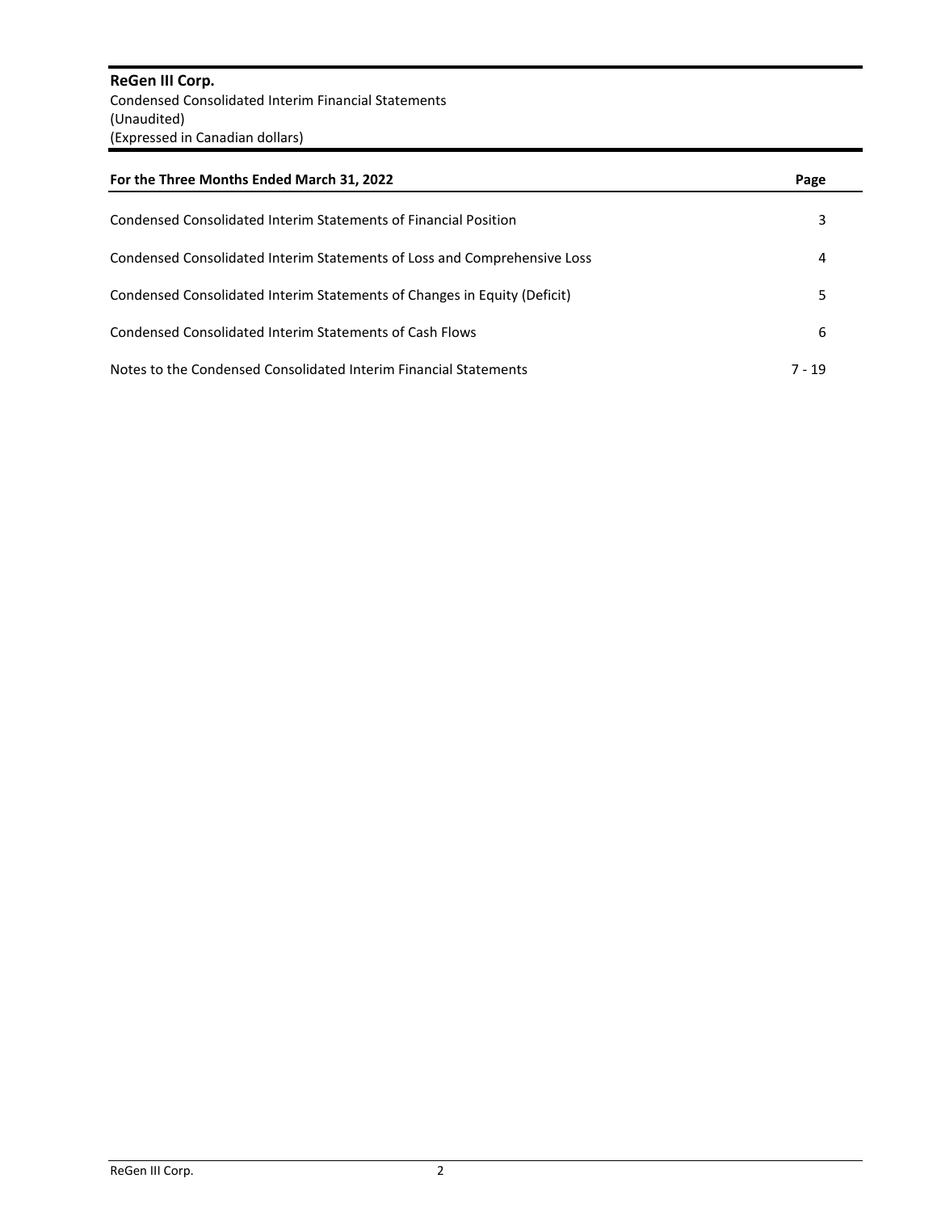**ReGen III Corp.**
Condensed Consolidated Interim Financial Statements
(Unaudited)
(Expressed in Canadian dollars)

| For the Three Months Ended March 31, 2022 | Page |
| --- | --- |
| Condensed Consolidated Interim Statements of Financial Position | 3 |
| Condensed Consolidated Interim Statements of Loss and Comprehensive Loss | 4 |
| Condensed Consolidated Interim Statements of Changes in Equity (Deficit) | 5 |
| Condensed Consolidated Interim Statements of Cash Flows | 6 |
| Notes to the Condensed Consolidated Interim Financial Statements | 7 - 19 |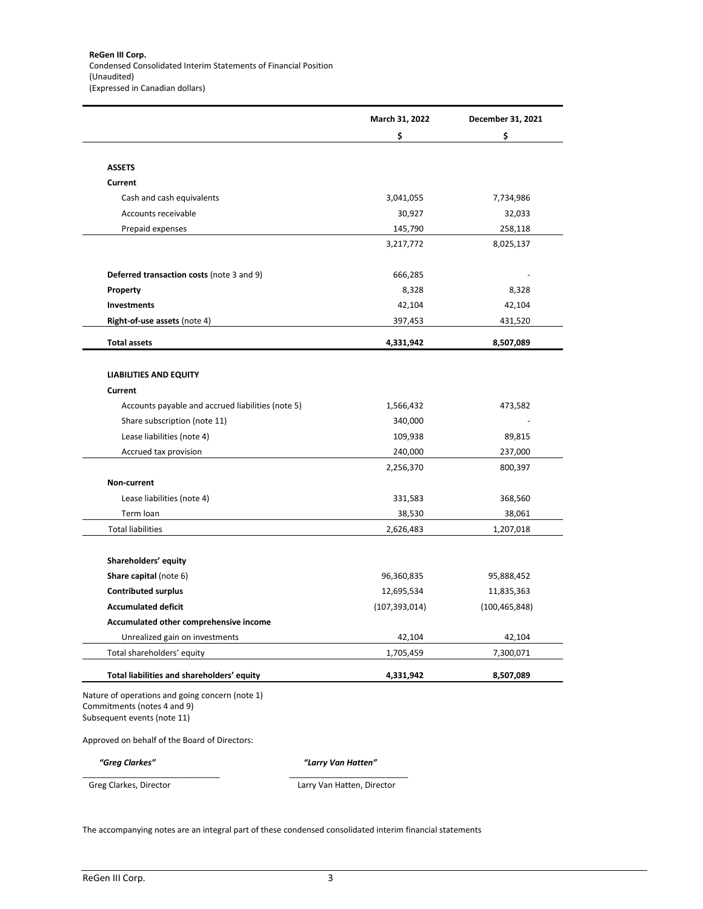**ReGen III Corp.**
Condensed Consolidated Interim Statements of Financial Position
(Unaudited)
(Expressed in Canadian dollars)

| | March 31, 2022 | December 31, 2021 |
|---|---|---|
| | $ | $ |
| **ASSETS** | | |
| **Current** | | |
| Cash and cash equivalents | 3,041,055 | 7,734,986 |
| Accounts receivable | 30,927 | 32,033 |
| Prepaid expenses | 145,790 | 258,118 |
| | 3,217,772 | 8,025,137 |
| **Deferred transaction costs** (note 3 and 9) | 666,285 | - |
| **Property** | 8,328 | 8,328 |
| **Investments** | 42,104 | 42,104 |
| **Right-of-use assets** (note 4) | 397,453 | 431,520 |
| **Total assets** | **4,331,942** | **8,507,089** |
| **LIABILITIES AND EQUITY** | | |
| **Current** | | |
| Accounts payable and accrued liabilities (note 5) | 1,566,432 | 473,582 |
| Share subscription (note 11) | 340,000 | - |
| Lease liabilities (note 4) | 109,938 | 89,815 |
| Accrued tax provision | 240,000 | 237,000 |
| | 2,256,370 | 800,397 |
| **Non-current** | | |
| Lease liabilities (note 4) | 331,583 | 368,560 |
| Term loan | 38,530 | 38,061 |
| Total liabilities | 2,626,483 | 1,207,018 |
| **Shareholders' equity** | | |
| **Share capital** (note 6) | 96,360,835 | 95,888,452 |
| **Contributed surplus** | 12,695,534 | 11,835,363 |
| **Accumulated deficit** | (107,393,014) | (100,465,848) |
| **Accumulated other comprehensive income** | | |
| Unrealized gain on investments | 42,104 | 42,104 |
| Total shareholders' equity | 1,705,459 | 7,300,071 |
| **Total liabilities and shareholders' equity** | **4,331,942** | **8,507,089** |

Nature of operations and going concern (note 1)
Commitments (notes 4 and 9)
Subsequent events (note 11)

Approved on behalf of the Board of Directors:

*"Greg Clarkes"* — Greg Clarkes, Director

*"Larry Van Hatten"* — Larry Van Hatten, Director

The accompanying notes are an integral part of these condensed consolidated interim financial statements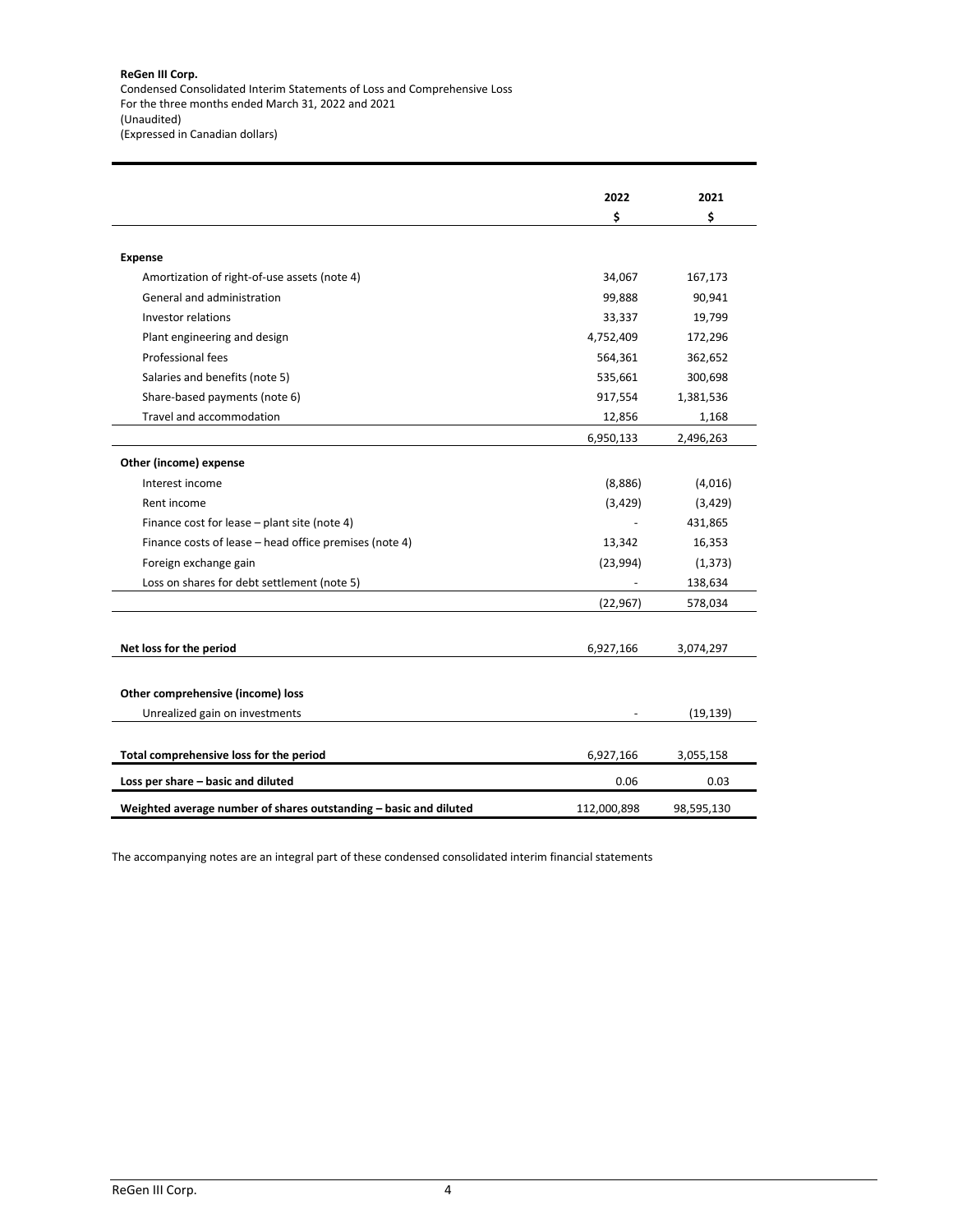**ReGen III Corp.**
Condensed Consolidated Interim Statements of Loss and Comprehensive Loss
For the three months ended March 31, 2022 and 2021
(Unaudited)
(Expressed in Canadian dollars)

| | 2022 | 2021 |
|---|---|---|
| | $ | $ |
| **Expense** | | |
| Amortization of right-of-use assets (note 4) | 34,067 | 167,173 |
| General and administration | 99,888 | 90,941 |
| Investor relations | 33,337 | 19,799 |
| Plant engineering and design | 4,752,409 | 172,296 |
| Professional fees | 564,361 | 362,652 |
| Salaries and benefits (note 5) | 535,661 | 300,698 |
| Share-based payments (note 6) | 917,554 | 1,381,536 |
| Travel and accommodation | 12,856 | 1,168 |
| | 6,950,133 | 2,496,263 |
| **Other (income) expense** | | |
| Interest income | (8,886) | (4,016) |
| Rent income | (3,429) | (3,429) |
| Finance cost for lease – plant site (note 4) | - | 431,865 |
| Finance costs of lease – head office premises (note 4) | 13,342 | 16,353 |
| Foreign exchange gain | (23,994) | (1,373) |
| Loss on shares for debt settlement (note 5) | - | 138,634 |
| | (22,967) | 578,034 |
| **Net loss for the period** | 6,927,166 | 3,074,297 |
| **Other comprehensive (income) loss** | | |
| Unrealized gain on investments | - | (19,139) |
| **Total comprehensive loss for the period** | 6,927,166 | 3,055,158 |
| **Loss per share – basic and diluted** | 0.06 | 0.03 |
| **Weighted average number of shares outstanding – basic and diluted** | 112,000,898 | 98,595,130 |

The accompanying notes are an integral part of these condensed consolidated interim financial statements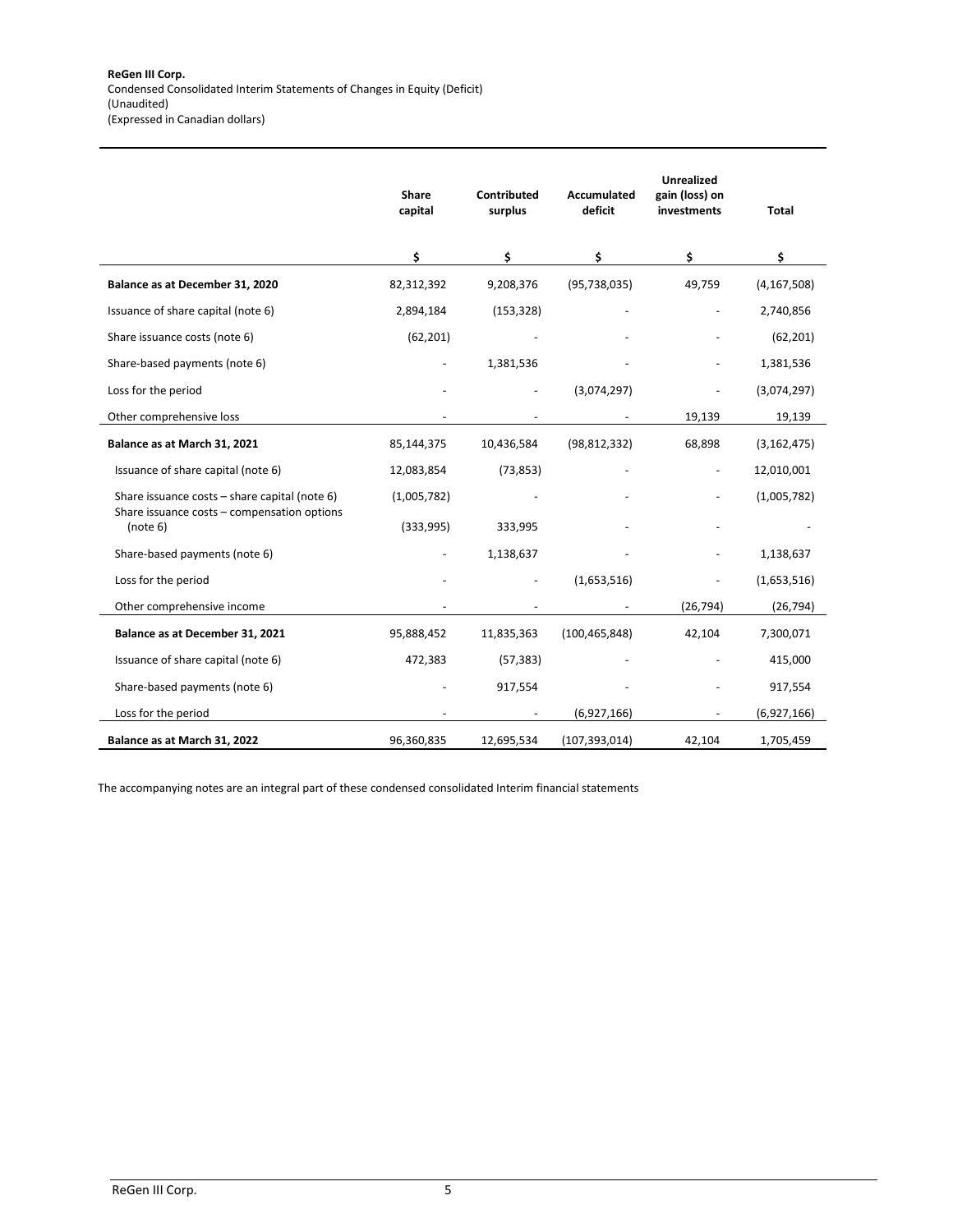**ReGen III Corp.**
Condensed Consolidated Interim Statements of Changes in Equity (Deficit)
(Unaudited)
(Expressed in Canadian dollars)

| | Share capital | Contributed surplus | Accumulated deficit | Unrealized gain (loss) on investments | Total |
|---|---|---|---|---|---|
| | $ | $ | $ | $ | $ |
| **Balance as at December 31, 2020** | 82,312,392 | 9,208,376 | (95,738,035) | 49,759 | (4,167,508) |
| Issuance of share capital (note 6) | 2,894,184 | (153,328) | - | - | 2,740,856 |
| Share issuance costs (note 6) | (62,201) | - | - | - | (62,201) |
| Share-based payments (note 6) | - | 1,381,536 | - | - | 1,381,536 |
| Loss for the period | - | - | (3,074,297) | - | (3,074,297) |
| Other comprehensive loss | - | - | - | 19,139 | 19,139 |
| **Balance as at March 31, 2021** | 85,144,375 | 10,436,584 | (98,812,332) | 68,898 | (3,162,475) |
| Issuance of share capital (note 6) | 12,083,854 | (73,853) | - | - | 12,010,001 |
| Share issuance costs – share capital (note 6) | (1,005,782) | - | - | - | (1,005,782) |
| Share issuance costs – compensation options (note 6) | (333,995) | 333,995 | - | - | - |
| Share-based payments (note 6) | - | 1,138,637 | - | - | 1,138,637 |
| Loss for the period | - | - | (1,653,516) | - | (1,653,516) |
| Other comprehensive income | - | - | - | (26,794) | (26,794) |
| **Balance as at December 31, 2021** | 95,888,452 | 11,835,363 | (100,465,848) | 42,104 | 7,300,071 |
| Issuance of share capital (note 6) | 472,383 | (57,383) | - | - | 415,000 |
| Share-based payments (note 6) | - | 917,554 | - | - | 917,554 |
| Loss for the period | - | - | (6,927,166) | - | (6,927,166) |
| **Balance as at March 31, 2022** | 96,360,835 | 12,695,534 | (107,393,014) | 42,104 | 1,705,459 |

The accompanying notes are an integral part of these condensed consolidated Interim financial statements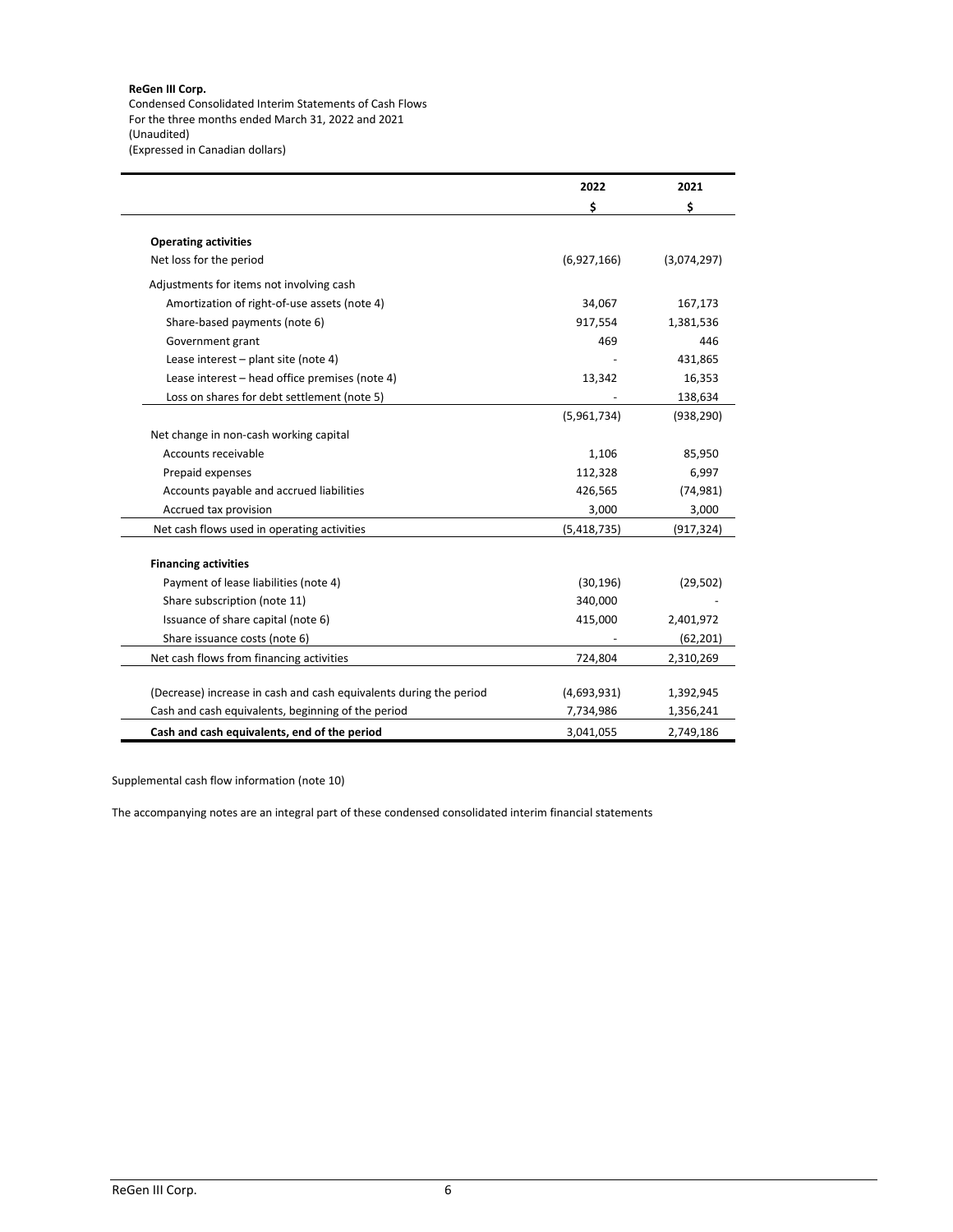**ReGen III Corp.**
Condensed Consolidated Interim Statements of Cash Flows
For the three months ended March 31, 2022 and 2021
(Unaudited)
(Expressed in Canadian dollars)

| | 2022 | 2021 |
|---|---|---|
| | $ | $ |
| **Operating activities** | | |
| Net loss for the period | (6,927,166) | (3,074,297) |
| Adjustments for items not involving cash | | |
| Amortization of right-of-use assets (note 4) | 34,067 | 167,173 |
| Share-based payments (note 6) | 917,554 | 1,381,536 |
| Government grant | 469 | 446 |
| Lease interest – plant site (note 4) | - | 431,865 |
| Lease interest – head office premises (note 4) | 13,342 | 16,353 |
| Loss on shares for debt settlement (note 5) | - | 138,634 |
| | (5,961,734) | (938,290) |
| Net change in non-cash working capital | | |
| Accounts receivable | 1,106 | 85,950 |
| Prepaid expenses | 112,328 | 6,997 |
| Accounts payable and accrued liabilities | 426,565 | (74,981) |
| Accrued tax provision | 3,000 | 3,000 |
| Net cash flows used in operating activities | (5,418,735) | (917,324) |
| **Financing activities** | | |
| Payment of lease liabilities (note 4) | (30,196) | (29,502) |
| Share subscription (note 11) | 340,000 | - |
| Issuance of share capital (note 6) | 415,000 | 2,401,972 |
| Share issuance costs (note 6) | - | (62,201) |
| Net cash flows from financing activities | 724,804 | 2,310,269 |
| (Decrease) increase in cash and cash equivalents during the period | (4,693,931) | 1,392,945 |
| Cash and cash equivalents, beginning of the period | 7,734,986 | 1,356,241 |
| **Cash and cash equivalents, end of the period** | 3,041,055 | 2,749,186 |

Supplemental cash flow information (note 10)

The accompanying notes are an integral part of these condensed consolidated interim financial statements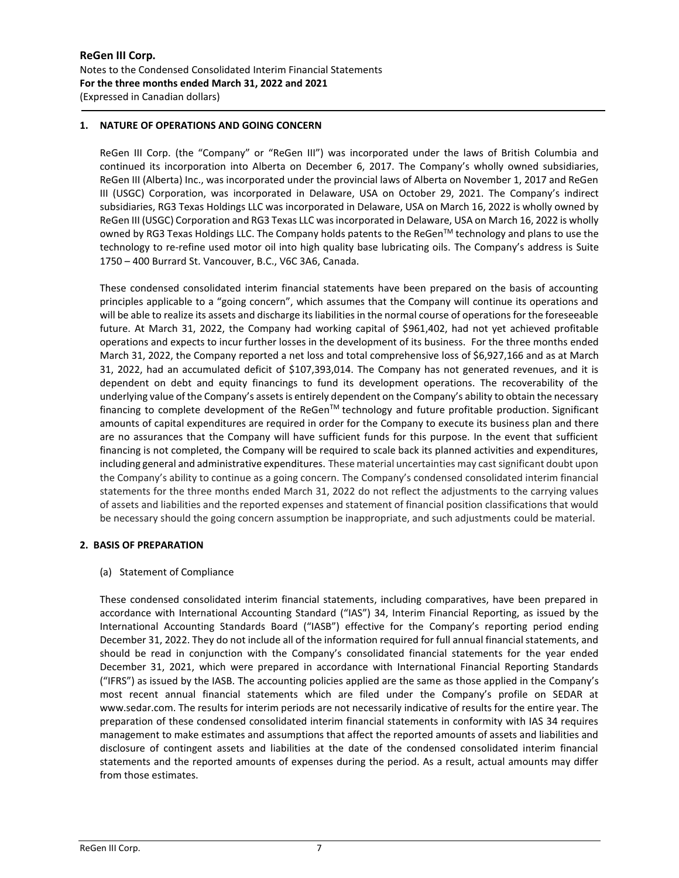**ReGen III Corp.**
Notes to the Condensed Consolidated Interim Financial Statements
**For the three months ended March 31, 2022 and 2021**
(Expressed in Canadian dollars)

## 1. NATURE OF OPERATIONS AND GOING CONCERN

ReGen III Corp. (the "Company" or "ReGen III") was incorporated under the laws of British Columbia and continued its incorporation into Alberta on December 6, 2017. The Company's wholly owned subsidiaries, ReGen III (Alberta) Inc., was incorporated under the provincial laws of Alberta on November 1, 2017 and ReGen III (USGC) Corporation, was incorporated in Delaware, USA on October 29, 2021. The Company's indirect subsidiaries, RG3 Texas Holdings LLC was incorporated in Delaware, USA on March 16, 2022 is wholly owned by ReGen III (USGC) Corporation and RG3 Texas LLC was incorporated in Delaware, USA on March 16, 2022 is wholly owned by RG3 Texas Holdings LLC. The Company holds patents to the ReGen™ technology and plans to use the technology to re-refine used motor oil into high quality base lubricating oils. The Company's address is Suite 1750 – 400 Burrard St. Vancouver, B.C., V6C 3A6, Canada.

These condensed consolidated interim financial statements have been prepared on the basis of accounting principles applicable to a "going concern", which assumes that the Company will continue its operations and will be able to realize its assets and discharge its liabilities in the normal course of operations for the foreseeable future. At March 31, 2022, the Company had working capital of $961,402, had not yet achieved profitable operations and expects to incur further losses in the development of its business. For the three months ended March 31, 2022, the Company reported a net loss and total comprehensive loss of $6,927,166 and as at March 31, 2022, had an accumulated deficit of $107,393,014. The Company has not generated revenues, and it is dependent on debt and equity financings to fund its development operations. The recoverability of the underlying value of the Company's assets is entirely dependent on the Company's ability to obtain the necessary financing to complete development of the ReGen™ technology and future profitable production. Significant amounts of capital expenditures are required in order for the Company to execute its business plan and there are no assurances that the Company will have sufficient funds for this purpose. In the event that sufficient financing is not completed, the Company will be required to scale back its planned activities and expenditures, including general and administrative expenditures. These material uncertainties may cast significant doubt upon the Company's ability to continue as a going concern. The Company's condensed consolidated interim financial statements for the three months ended March 31, 2022 do not reflect the adjustments to the carrying values of assets and liabilities and the reported expenses and statement of financial position classifications that would be necessary should the going concern assumption be inappropriate, and such adjustments could be material.

## 2. BASIS OF PREPARATION

(a) Statement of Compliance

These condensed consolidated interim financial statements, including comparatives, have been prepared in accordance with International Accounting Standard ("IAS") 34, Interim Financial Reporting, as issued by the International Accounting Standards Board ("IASB") effective for the Company's reporting period ending December 31, 2022. They do not include all of the information required for full annual financial statements, and should be read in conjunction with the Company's consolidated financial statements for the year ended December 31, 2021, which were prepared in accordance with International Financial Reporting Standards ("IFRS") as issued by the IASB. The accounting policies applied are the same as those applied in the Company's most recent annual financial statements which are filed under the Company's profile on SEDAR at www.sedar.com. The results for interim periods are not necessarily indicative of results for the entire year. The preparation of these condensed consolidated interim financial statements in conformity with IAS 34 requires management to make estimates and assumptions that affect the reported amounts of assets and liabilities and disclosure of contingent assets and liabilities at the date of the condensed consolidated interim financial statements and the reported amounts of expenses during the period. As a result, actual amounts may differ from those estimates.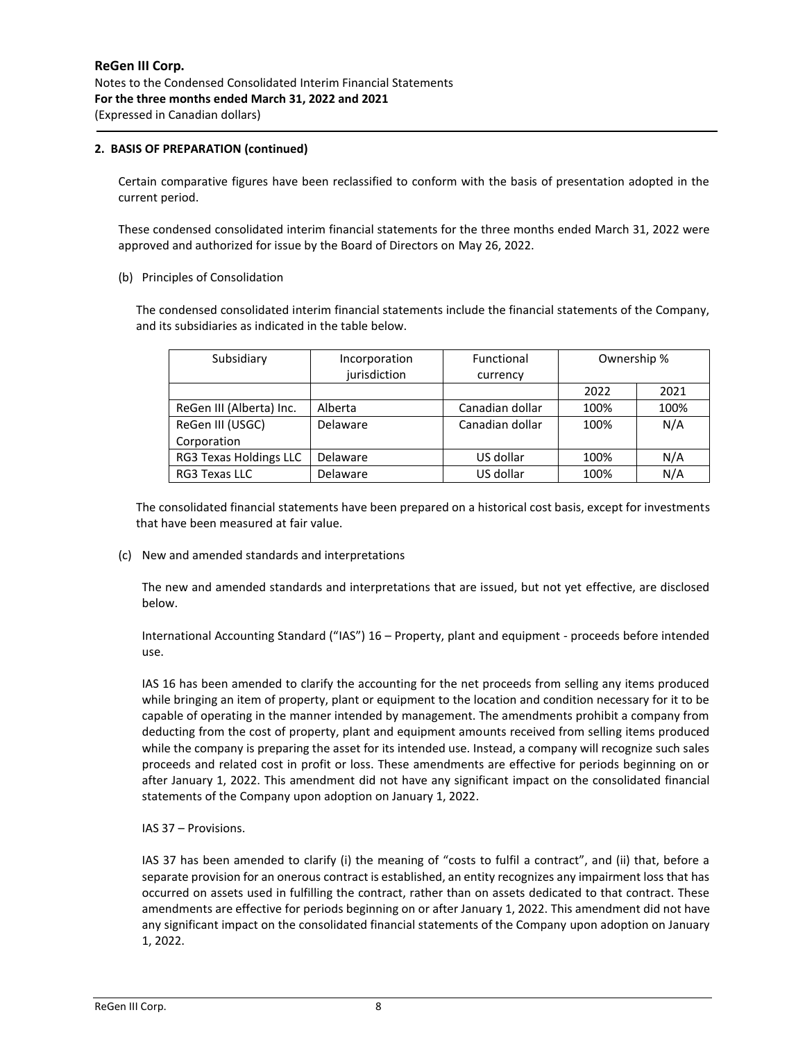## 2. BASIS OF PREPARATION (continued)

Certain comparative figures have been reclassified to conform with the basis of presentation adopted in the current period.

These condensed consolidated interim financial statements for the three months ended March 31, 2022 were approved and authorized for issue by the Board of Directors on May 26, 2022.

(b) Principles of Consolidation

The condensed consolidated interim financial statements include the financial statements of the Company, and its subsidiaries as indicated in the table below.

| Subsidiary | Incorporation jurisdiction | Functional currency | Ownership % | |
|---|---|---|---|---|
| | | | 2022 | 2021 |
| ReGen III (Alberta) Inc. | Alberta | Canadian dollar | 100% | 100% |
| ReGen III (USGC) Corporation | Delaware | Canadian dollar | 100% | N/A |
| RG3 Texas Holdings LLC | Delaware | US dollar | 100% | N/A |
| RG3 Texas LLC | Delaware | US dollar | 100% | N/A |

The consolidated financial statements have been prepared on a historical cost basis, except for investments that have been measured at fair value.

(c) New and amended standards and interpretations

The new and amended standards and interpretations that are issued, but not yet effective, are disclosed below.

International Accounting Standard ("IAS") 16 – Property, plant and equipment - proceeds before intended use.

IAS 16 has been amended to clarify the accounting for the net proceeds from selling any items produced while bringing an item of property, plant or equipment to the location and condition necessary for it to be capable of operating in the manner intended by management. The amendments prohibit a company from deducting from the cost of property, plant and equipment amounts received from selling items produced while the company is preparing the asset for its intended use. Instead, a company will recognize such sales proceeds and related cost in profit or loss. These amendments are effective for periods beginning on or after January 1, 2022. This amendment did not have any significant impact on the consolidated financial statements of the Company upon adoption on January 1, 2022.

IAS 37 – Provisions.

IAS 37 has been amended to clarify (i) the meaning of "costs to fulfil a contract", and (ii) that, before a separate provision for an onerous contract is established, an entity recognizes any impairment loss that has occurred on assets used in fulfilling the contract, rather than on assets dedicated to that contract. These amendments are effective for periods beginning on or after January 1, 2022. This amendment did not have any significant impact on the consolidated financial statements of the Company upon adoption on January 1, 2022.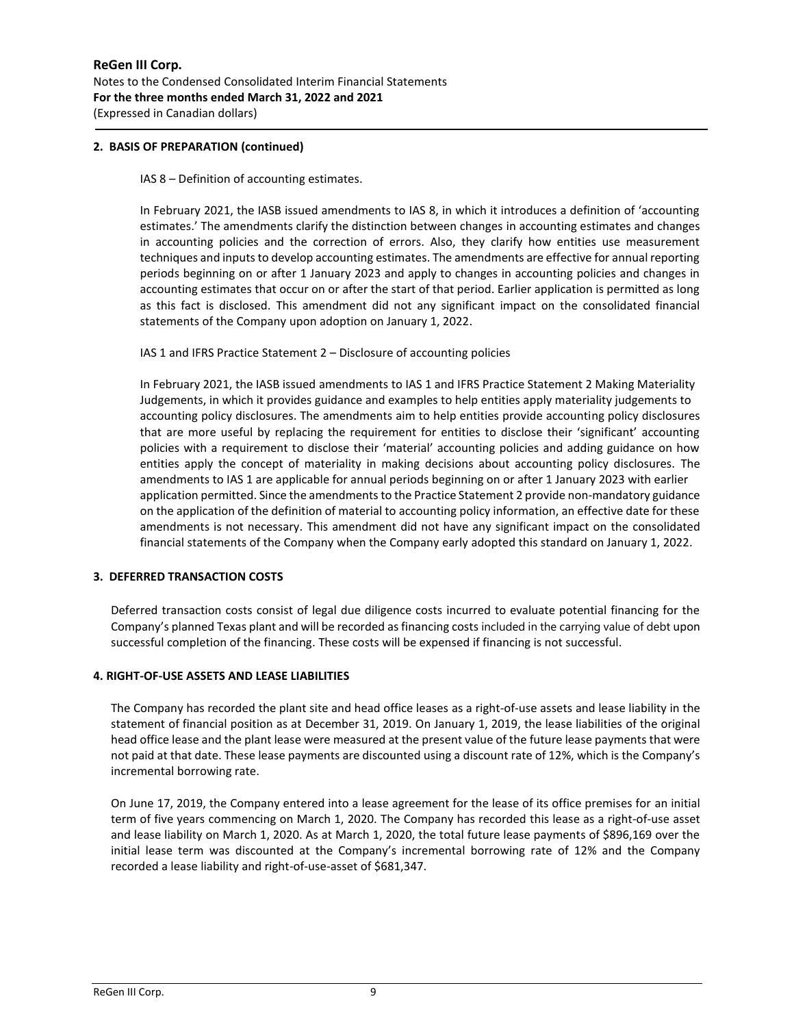## 2. BASIS OF PREPARATION (continued)

IAS 8 – Definition of accounting estimates.

In February 2021, the IASB issued amendments to IAS 8, in which it introduces a definition of 'accounting estimates.' The amendments clarify the distinction between changes in accounting estimates and changes in accounting policies and the correction of errors. Also, they clarify how entities use measurement techniques and inputs to develop accounting estimates. The amendments are effective for annual reporting periods beginning on or after 1 January 2023 and apply to changes in accounting policies and changes in accounting estimates that occur on or after the start of that period. Earlier application is permitted as long as this fact is disclosed. This amendment did not any significant impact on the consolidated financial statements of the Company upon adoption on January 1, 2022.

IAS 1 and IFRS Practice Statement 2 – Disclosure of accounting policies

In February 2021, the IASB issued amendments to IAS 1 and IFRS Practice Statement 2 Making Materiality Judgements, in which it provides guidance and examples to help entities apply materiality judgements to accounting policy disclosures. The amendments aim to help entities provide accounting policy disclosures that are more useful by replacing the requirement for entities to disclose their 'significant' accounting policies with a requirement to disclose their 'material' accounting policies and adding guidance on how entities apply the concept of materiality in making decisions about accounting policy disclosures. The amendments to IAS 1 are applicable for annual periods beginning on or after 1 January 2023 with earlier application permitted. Since the amendments to the Practice Statement 2 provide non-mandatory guidance on the application of the definition of material to accounting policy information, an effective date for these amendments is not necessary. This amendment did not have any significant impact on the consolidated financial statements of the Company when the Company early adopted this standard on January 1, 2022.

## 3. DEFERRED TRANSACTION COSTS

Deferred transaction costs consist of legal due diligence costs incurred to evaluate potential financing for the Company's planned Texas plant and will be recorded as financing costs included in the carrying value of debt upon successful completion of the financing. These costs will be expensed if financing is not successful.

## 4. RIGHT-OF-USE ASSETS AND LEASE LIABILITIES

The Company has recorded the plant site and head office leases as a right-of-use assets and lease liability in the statement of financial position as at December 31, 2019. On January 1, 2019, the lease liabilities of the original head office lease and the plant lease were measured at the present value of the future lease payments that were not paid at that date. These lease payments are discounted using a discount rate of 12%, which is the Company's incremental borrowing rate.

On June 17, 2019, the Company entered into a lease agreement for the lease of its office premises for an initial term of five years commencing on March 1, 2020. The Company has recorded this lease as a right-of-use asset and lease liability on March 1, 2020. As at March 1, 2020, the total future lease payments of $896,169 over the initial lease term was discounted at the Company's incremental borrowing rate of 12% and the Company recorded a lease liability and right-of-use-asset of $681,347.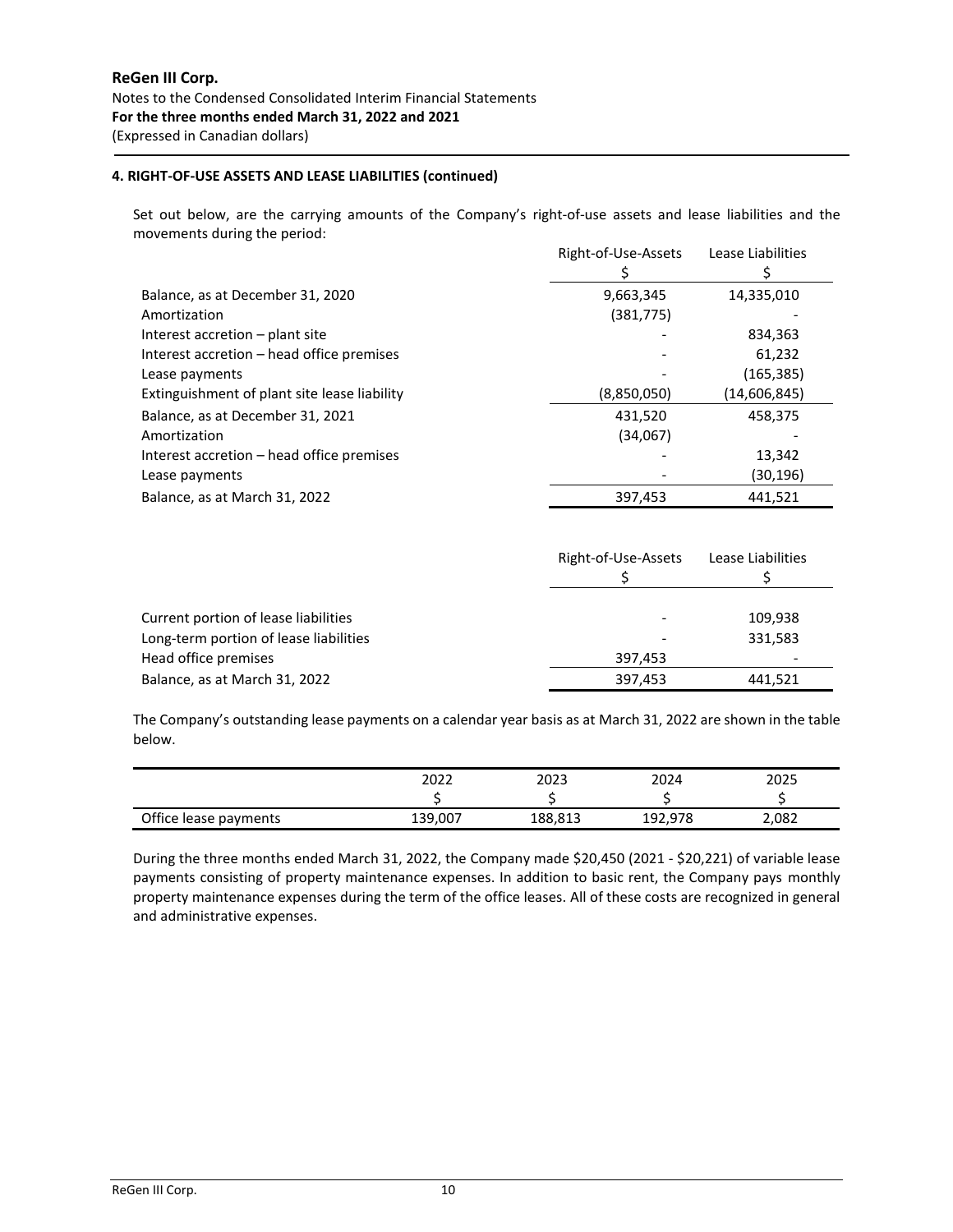**ReGen III Corp.**
Notes to the Condensed Consolidated Interim Financial Statements
**For the three months ended March 31, 2022 and 2021**
(Expressed in Canadian dollars)

#### 4. RIGHT-OF-USE ASSETS AND LEASE LIABILITIES (continued)

Set out below, are the carrying amounts of the Company's right-of-use assets and lease liabilities and the movements during the period:

| | Right-of-Use-Assets $ | Lease Liabilities $ |
|---|---|---|
| Balance, as at December 31, 2020 | 9,663,345 | 14,335,010 |
| Amortization | (381,775) | - |
| Interest accretion – plant site | - | 834,363 |
| Interest accretion – head office premises | - | 61,232 |
| Lease payments | - | (165,385) |
| Extinguishment of plant site lease liability | (8,850,050) | (14,606,845) |
| Balance, as at December 31, 2021 | 431,520 | 458,375 |
| Amortization | (34,067) | - |
| Interest accretion – head office premises | - | 13,342 |
| Lease payments | - | (30,196) |
| Balance, as at March 31, 2022 | 397,453 | 441,521 |

| | Right-of-Use-Assets $ | Lease Liabilities $ |
|---|---|---|
| Current portion of lease liabilities | - | 109,938 |
| Long-term portion of lease liabilities | - | 331,583 |
| Head office premises | 397,453 | - |
| Balance, as at March 31, 2022 | 397,453 | 441,521 |

The Company's outstanding lease payments on a calendar year basis as at March 31, 2022 are shown in the table below.

| | 2022 $ | 2023 $ | 2024 $ | 2025 $ |
|---|---|---|---|---|
| Office lease payments | 139,007 | 188,813 | 192,978 | 2,082 |

During the three months ended March 31, 2022, the Company made $20,450 (2021 - $20,221) of variable lease payments consisting of property maintenance expenses. In addition to basic rent, the Company pays monthly property maintenance expenses during the term of the office leases. All of these costs are recognized in general and administrative expenses.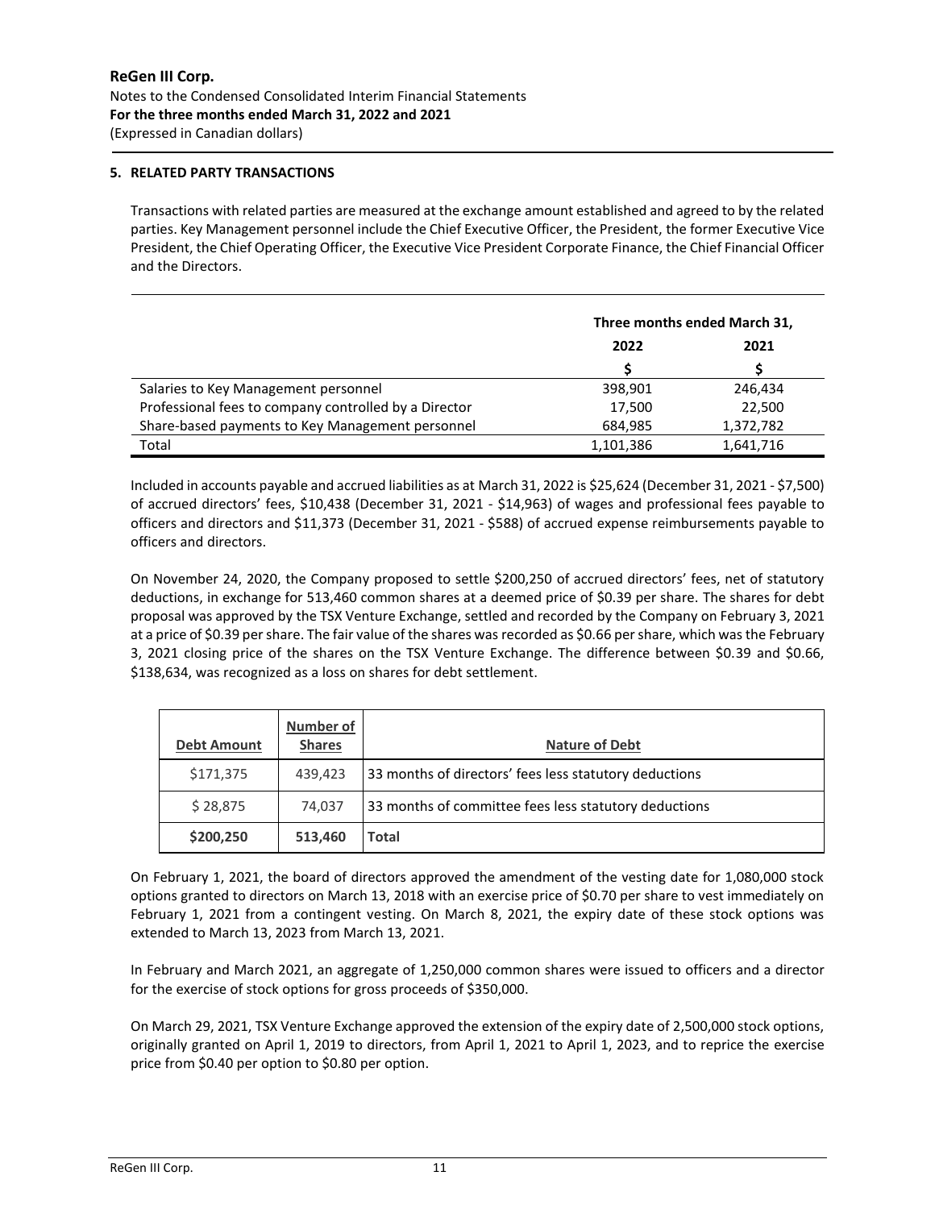### 5. RELATED PARTY TRANSACTIONS

Transactions with related parties are measured at the exchange amount established and agreed to by the related parties. Key Management personnel include the Chief Executive Officer, the President, the former Executive Vice President, the Chief Operating Officer, the Executive Vice President Corporate Finance, the Chief Financial Officer and the Directors.

| | Three months ended March 31, | |
|---|---|---|
| | 2022 | 2021 |
| | $ | $ |
| Salaries to Key Management personnel | 398,901 | 246,434 |
| Professional fees to company controlled by a Director | 17,500 | 22,500 |
| Share-based payments to Key Management personnel | 684,985 | 1,372,782 |
| Total | 1,101,386 | 1,641,716 |

Included in accounts payable and accrued liabilities as at March 31, 2022 is $25,624 (December 31, 2021 - $7,500) of accrued directors' fees, $10,438 (December 31, 2021 - $14,963) of wages and professional fees payable to officers and directors and $11,373 (December 31, 2021 - $588) of accrued expense reimbursements payable to officers and directors.

On November 24, 2020, the Company proposed to settle $200,250 of accrued directors' fees, net of statutory deductions, in exchange for 513,460 common shares at a deemed price of $0.39 per share. The shares for debt proposal was approved by the TSX Venture Exchange, settled and recorded by the Company on February 3, 2021 at a price of $0.39 per share. The fair value of the shares was recorded as $0.66 per share, which was the February 3, 2021 closing price of the shares on the TSX Venture Exchange. The difference between $0.39 and $0.66, $138,634, was recognized as a loss on shares for debt settlement.

| Debt Amount | Number of Shares | Nature of Debt |
|---|---|---|
| $171,375 | 439,423 | 33 months of directors' fees less statutory deductions |
| $ 28,875 | 74,037 | 33 months of committee fees less statutory deductions |
| **$200,250** | **513,460** | **Total** |

On February 1, 2021, the board of directors approved the amendment of the vesting date for 1,080,000 stock options granted to directors on March 13, 2018 with an exercise price of $0.70 per share to vest immediately on February 1, 2021 from a contingent vesting. On March 8, 2021, the expiry date of these stock options was extended to March 13, 2023 from March 13, 2021.

In February and March 2021, an aggregate of 1,250,000 common shares were issued to officers and a director for the exercise of stock options for gross proceeds of $350,000.

On March 29, 2021, TSX Venture Exchange approved the extension of the expiry date of 2,500,000 stock options, originally granted on April 1, 2019 to directors, from April 1, 2021 to April 1, 2023, and to reprice the exercise price from $0.40 per option to $0.80 per option.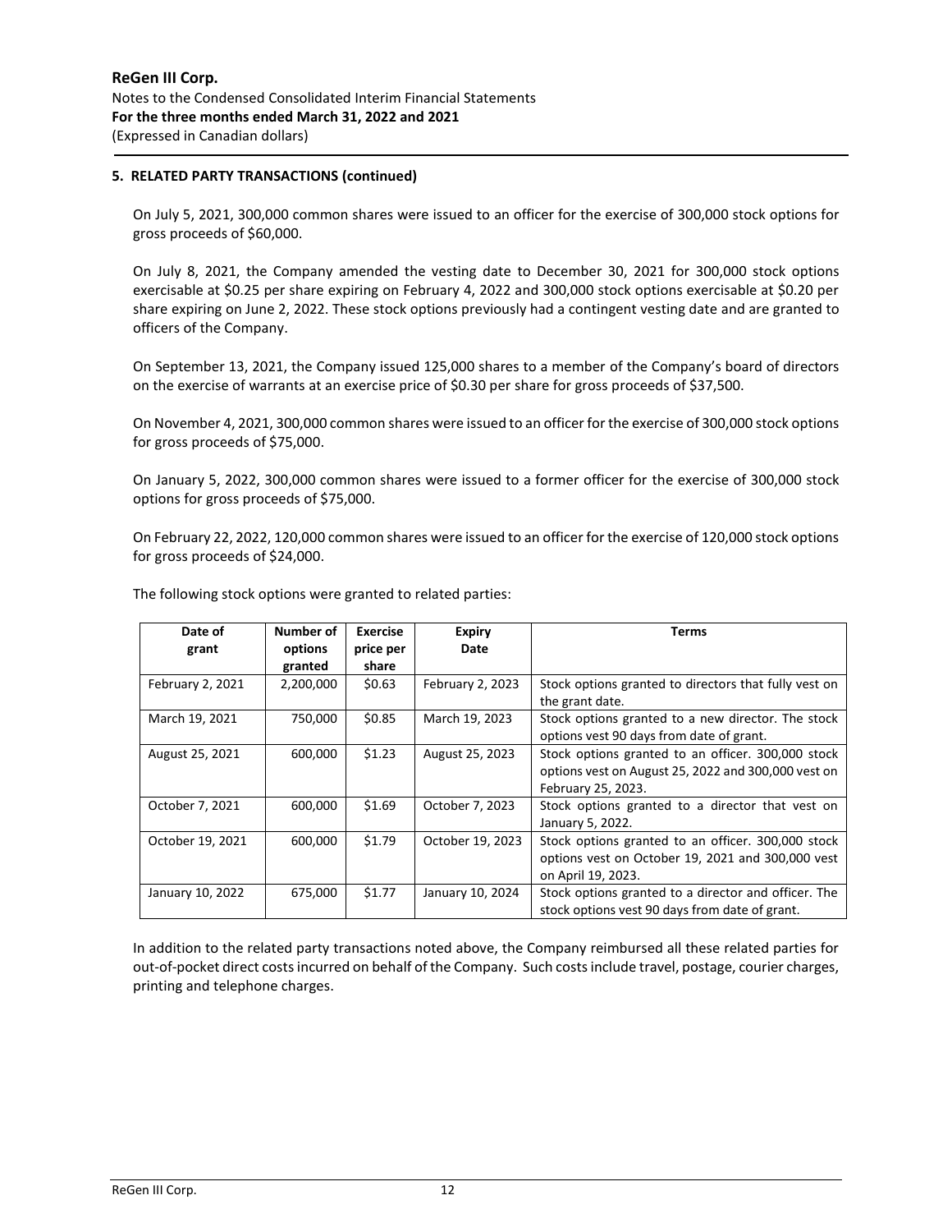### 5. RELATED PARTY TRANSACTIONS (continued)

On July 5, 2021, 300,000 common shares were issued to an officer for the exercise of 300,000 stock options for gross proceeds of $60,000.

On July 8, 2021, the Company amended the vesting date to December 30, 2021 for 300,000 stock options exercisable at $0.25 per share expiring on February 4, 2022 and 300,000 stock options exercisable at $0.20 per share expiring on June 2, 2022. These stock options previously had a contingent vesting date and are granted to officers of the Company.

On September 13, 2021, the Company issued 125,000 shares to a member of the Company's board of directors on the exercise of warrants at an exercise price of $0.30 per share for gross proceeds of $37,500.

On November 4, 2021, 300,000 common shares were issued to an officer for the exercise of 300,000 stock options for gross proceeds of $75,000.

On January 5, 2022, 300,000 common shares were issued to a former officer for the exercise of 300,000 stock options for gross proceeds of $75,000.

On February 22, 2022, 120,000 common shares were issued to an officer for the exercise of 120,000 stock options for gross proceeds of $24,000.

The following stock options were granted to related parties:

| Date of grant | Number of options granted | Exercise price per share | Expiry Date | Terms |
|---|---|---|---|---|
| February 2, 2021 | 2,200,000 | $0.63 | February 2, 2023 | Stock options granted to directors that fully vest on the grant date. |
| March 19, 2021 | 750,000 | $0.85 | March 19, 2023 | Stock options granted to a new director. The stock options vest 90 days from date of grant. |
| August 25, 2021 | 600,000 | $1.23 | August 25, 2023 | Stock options granted to an officer. 300,000 stock options vest on August 25, 2022 and 300,000 vest on February 25, 2023. |
| October 7, 2021 | 600,000 | $1.69 | October 7, 2023 | Stock options granted to a director that vest on January 5, 2022. |
| October 19, 2021 | 600,000 | $1.79 | October 19, 2023 | Stock options granted to an officer. 300,000 stock options vest on October 19, 2021 and 300,000 vest on April 19, 2023. |
| January 10, 2022 | 675,000 | $1.77 | January 10, 2024 | Stock options granted to a director and officer. The stock options vest 90 days from date of grant. |

In addition to the related party transactions noted above, the Company reimbursed all these related parties for out-of-pocket direct costs incurred on behalf of the Company. Such costs include travel, postage, courier charges, printing and telephone charges.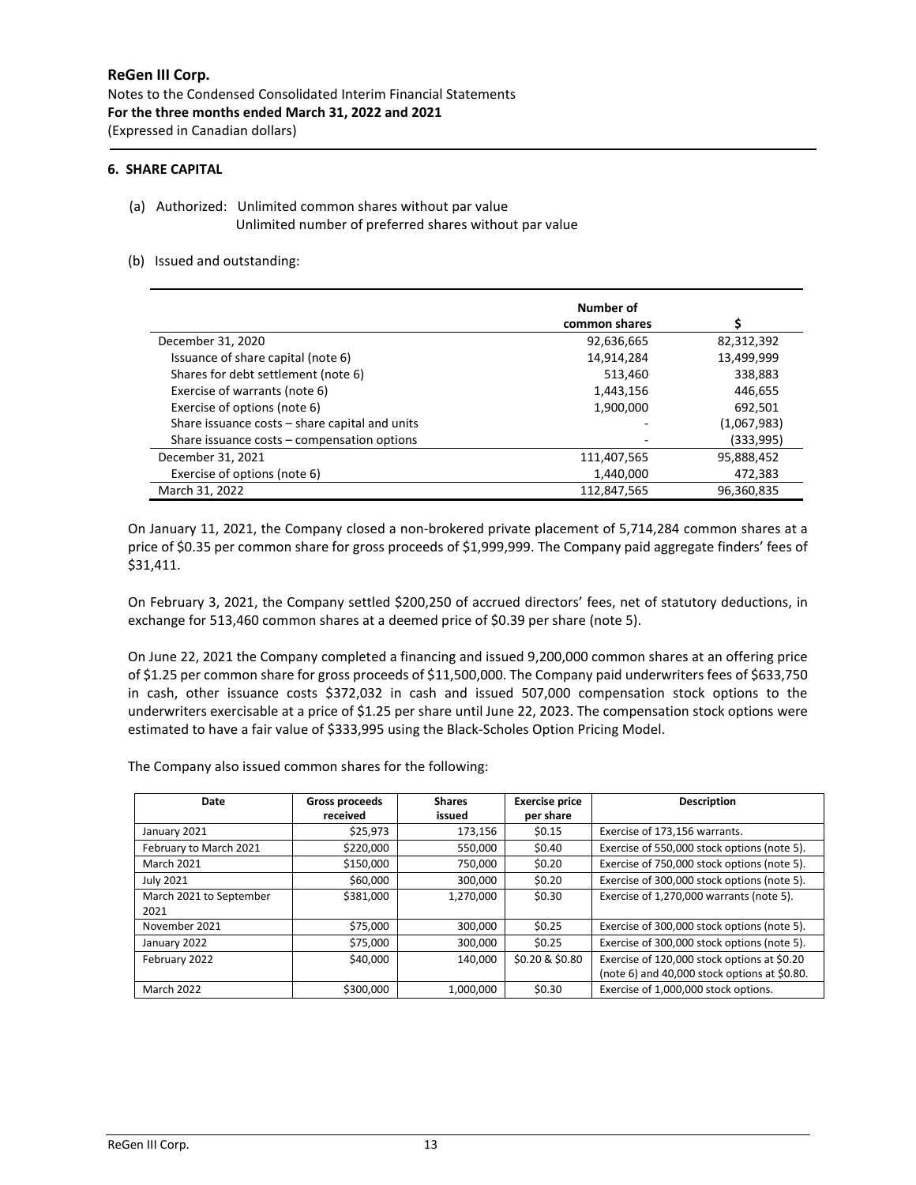**ReGen III Corp.**
Notes to the Condensed Consolidated Interim Financial Statements
**For the three months ended March 31, 2022 and 2021**
(Expressed in Canadian dollars)

## 6. SHARE CAPITAL

(a) Authorized: Unlimited common shares without par value
Unlimited number of preferred shares without par value

(b) Issued and outstanding:

| | Number of common shares | $ |
|---|---|---|
| December 31, 2020 | 92,636,665 | 82,312,392 |
| Issuance of share capital (note 6) | 14,914,284 | 13,499,999 |
| Shares for debt settlement (note 6) | 513,460 | 338,883 |
| Exercise of warrants (note 6) | 1,443,156 | 446,655 |
| Exercise of options (note 6) | 1,900,000 | 692,501 |
| Share issuance costs – share capital and units | - | (1,067,983) |
| Share issuance costs – compensation options | - | (333,995) |
| December 31, 2021 | 111,407,565 | 95,888,452 |
| Exercise of options (note 6) | 1,440,000 | 472,383 |
| March 31, 2022 | 112,847,565 | 96,360,835 |

On January 11, 2021, the Company closed a non-brokered private placement of 5,714,284 common shares at a price of $0.35 per common share for gross proceeds of $1,999,999. The Company paid aggregate finders' fees of $31,411.

On February 3, 2021, the Company settled $200,250 of accrued directors' fees, net of statutory deductions, in exchange for 513,460 common shares at a deemed price of $0.39 per share (note 5).

On June 22, 2021 the Company completed a financing and issued 9,200,000 common shares at an offering price of $1.25 per common share for gross proceeds of $11,500,000. The Company paid underwriters fees of $633,750 in cash, other issuance costs $372,032 in cash and issued 507,000 compensation stock options to the underwriters exercisable at a price of $1.25 per share until June 22, 2023. The compensation stock options were estimated to have a fair value of $333,995 using the Black-Scholes Option Pricing Model.

The Company also issued common shares for the following:

| Date | Gross proceeds received | Shares issued | Exercise price per share | Description |
|---|---|---|---|---|
| January 2021 | $25,973 | 173,156 | $0.15 | Exercise of 173,156 warrants. |
| February to March 2021 | $220,000 | 550,000 | $0.40 | Exercise of 550,000 stock options (note 5). |
| March 2021 | $150,000 | 750,000 | $0.20 | Exercise of 750,000 stock options (note 5). |
| July 2021 | $60,000 | 300,000 | $0.20 | Exercise of 300,000 stock options (note 5). |
| March 2021 to September 2021 | $381,000 | 1,270,000 | $0.30 | Exercise of 1,270,000 warrants (note 5). |
| November 2021 | $75,000 | 300,000 | $0.25 | Exercise of 300,000 stock options (note 5). |
| January 2022 | $75,000 | 300,000 | $0.25 | Exercise of 300,000 stock options (note 5). |
| February 2022 | $40,000 | 140,000 | $0.20 & $0.80 | Exercise of 120,000 stock options at $0.20 (note 6) and 40,000 stock options at $0.80. |
| March 2022 | $300,000 | 1,000,000 | $0.30 | Exercise of 1,000,000 stock options. |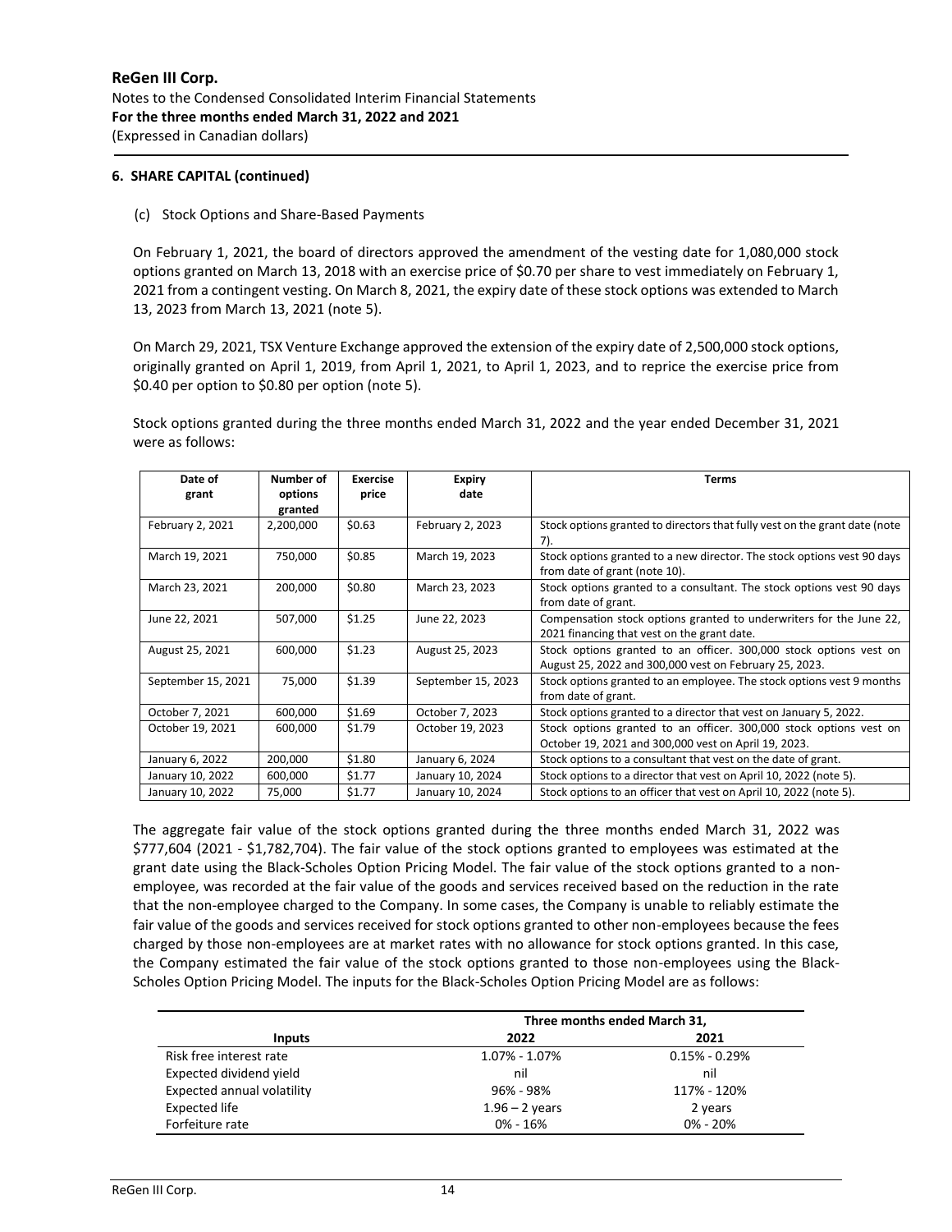## 6. SHARE CAPITAL (continued)

(c) Stock Options and Share-Based Payments

On February 1, 2021, the board of directors approved the amendment of the vesting date for 1,080,000 stock options granted on March 13, 2018 with an exercise price of $0.70 per share to vest immediately on February 1, 2021 from a contingent vesting. On March 8, 2021, the expiry date of these stock options was extended to March 13, 2023 from March 13, 2021 (note 5).

On March 29, 2021, TSX Venture Exchange approved the extension of the expiry date of 2,500,000 stock options, originally granted on April 1, 2019, from April 1, 2021, to April 1, 2023, and to reprice the exercise price from $0.40 per option to $0.80 per option (note 5).

Stock options granted during the three months ended March 31, 2022 and the year ended December 31, 2021 were as follows:

| Date of grant | Number of options granted | Exercise price | Expiry date | Terms |
|---|---|---|---|---|
| February 2, 2021 | 2,200,000 | $0.63 | February 2, 2023 | Stock options granted to directors that fully vest on the grant date (note 7). |
| March 19, 2021 | 750,000 | $0.85 | March 19, 2023 | Stock options granted to a new director. The stock options vest 90 days from date of grant (note 10). |
| March 23, 2021 | 200,000 | $0.80 | March 23, 2023 | Stock options granted to a consultant. The stock options vest 90 days from date of grant. |
| June 22, 2021 | 507,000 | $1.25 | June 22, 2023 | Compensation stock options granted to underwriters for the June 22, 2021 financing that vest on the grant date. |
| August 25, 2021 | 600,000 | $1.23 | August 25, 2023 | Stock options granted to an officer. 300,000 stock options vest on August 25, 2022 and 300,000 vest on February 25, 2023. |
| September 15, 2021 | 75,000 | $1.39 | September 15, 2023 | Stock options granted to an employee. The stock options vest 9 months from date of grant. |
| October 7, 2021 | 600,000 | $1.69 | October 7, 2023 | Stock options granted to a director that vest on January 5, 2022. |
| October 19, 2021 | 600,000 | $1.79 | October 19, 2023 | Stock options granted to an officer. 300,000 stock options vest on October 19, 2021 and 300,000 vest on April 19, 2023. |
| January 6, 2022 | 200,000 | $1.80 | January 6, 2024 | Stock options to a consultant that vest on the date of grant. |
| January 10, 2022 | 600,000 | $1.77 | January 10, 2024 | Stock options to a director that vest on April 10, 2022 (note 5). |
| January 10, 2022 | 75,000 | $1.77 | January 10, 2024 | Stock options to an officer that vest on April 10, 2022 (note 5). |

The aggregate fair value of the stock options granted during the three months ended March 31, 2022 was $777,604 (2021 - $1,782,704). The fair value of the stock options granted to employees was estimated at the grant date using the Black-Scholes Option Pricing Model. The fair value of the stock options granted to a non-employee, was recorded at the fair value of the goods and services received based on the reduction in the rate that the non-employee charged to the Company. In some cases, the Company is unable to reliably estimate the fair value of the goods and services received for stock options granted to other non-employees because the fees charged by those non-employees are at market rates with no allowance for stock options granted. In this case, the Company estimated the fair value of the stock options granted to those non-employees using the Black-Scholes Option Pricing Model. The inputs for the Black-Scholes Option Pricing Model are as follows:

| | Three months ended March 31, | |
|---|---|---|
| Inputs | 2022 | 2021 |
| Risk free interest rate | 1.07% - 1.07% | 0.15% - 0.29% |
| Expected dividend yield | nil | nil |
| Expected annual volatility | 96% - 98% | 117% - 120% |
| Expected life | 1.96 – 2 years | 2 years |
| Forfeiture rate | 0% - 16% | 0% - 20% |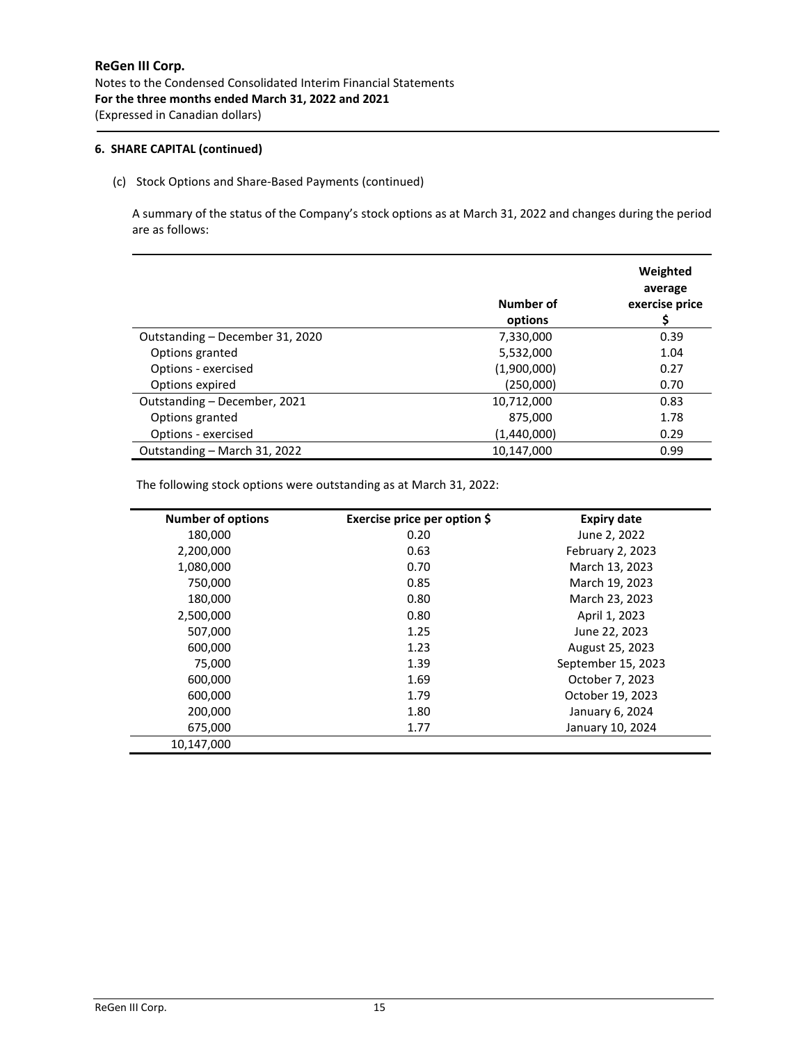**ReGen III Corp.**
Notes to the Condensed Consolidated Interim Financial Statements
**For the three months ended March 31, 2022 and 2021**
(Expressed in Canadian dollars)

**6. SHARE CAPITAL (continued)**

(c) Stock Options and Share-Based Payments (continued)

A summary of the status of the Company's stock options as at March 31, 2022 and changes during the period are as follows:

| | Number of options | Weighted average exercise price $ |
|---|---|---|
| Outstanding – December 31, 2020 | 7,330,000 | 0.39 |
| Options granted | 5,532,000 | 1.04 |
| Options - exercised | (1,900,000) | 0.27 |
| Options expired | (250,000) | 0.70 |
| Outstanding – December, 2021 | 10,712,000 | 0.83 |
| Options granted | 875,000 | 1.78 |
| Options - exercised | (1,440,000) | 0.29 |
| Outstanding – March 31, 2022 | 10,147,000 | 0.99 |

The following stock options were outstanding as at March 31, 2022:

| Number of options | Exercise price per option $ | Expiry date |
|---|---|---|
| 180,000 | 0.20 | June 2, 2022 |
| 2,200,000 | 0.63 | February 2, 2023 |
| 1,080,000 | 0.70 | March 13, 2023 |
| 750,000 | 0.85 | March 19, 2023 |
| 180,000 | 0.80 | March 23, 2023 |
| 2,500,000 | 0.80 | April 1, 2023 |
| 507,000 | 1.25 | June 22, 2023 |
| 600,000 | 1.23 | August 25, 2023 |
| 75,000 | 1.39 | September 15, 2023 |
| 600,000 | 1.69 | October 7, 2023 |
| 600,000 | 1.79 | October 19, 2023 |
| 200,000 | 1.80 | January 6, 2024 |
| 675,000 | 1.77 | January 10, 2024 |
| 10,147,000 | | |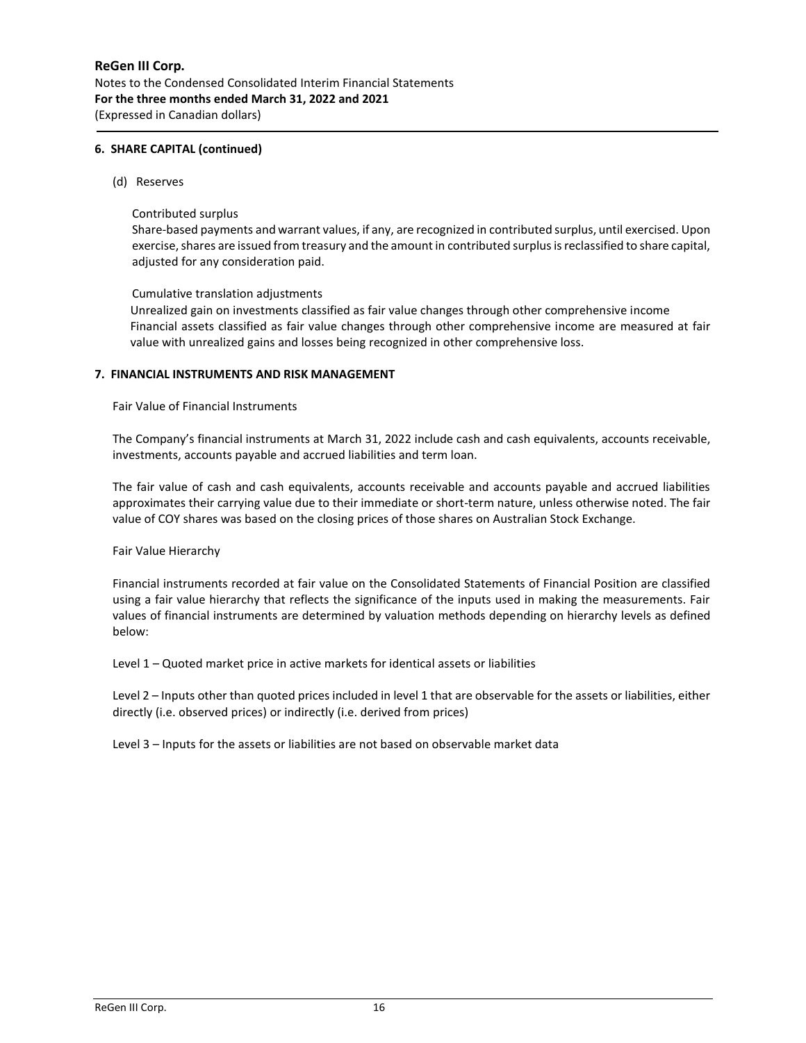## 6. SHARE CAPITAL (continued)

(d) Reserves

Contributed surplus
Share-based payments and warrant values, if any, are recognized in contributed surplus, until exercised. Upon exercise, shares are issued from treasury and the amount in contributed surplus is reclassified to share capital, adjusted for any consideration paid.

Cumulative translation adjustments
Unrealized gain on investments classified as fair value changes through other comprehensive income
Financial assets classified as fair value changes through other comprehensive income are measured at fair value with unrealized gains and losses being recognized in other comprehensive loss.

## 7. FINANCIAL INSTRUMENTS AND RISK MANAGEMENT

Fair Value of Financial Instruments

The Company's financial instruments at March 31, 2022 include cash and cash equivalents, accounts receivable, investments, accounts payable and accrued liabilities and term loan.

The fair value of cash and cash equivalents, accounts receivable and accounts payable and accrued liabilities approximates their carrying value due to their immediate or short-term nature, unless otherwise noted. The fair value of COY shares was based on the closing prices of those shares on Australian Stock Exchange.

Fair Value Hierarchy

Financial instruments recorded at fair value on the Consolidated Statements of Financial Position are classified using a fair value hierarchy that reflects the significance of the inputs used in making the measurements. Fair values of financial instruments are determined by valuation methods depending on hierarchy levels as defined below:

Level 1 – Quoted market price in active markets for identical assets or liabilities

Level 2 – Inputs other than quoted prices included in level 1 that are observable for the assets or liabilities, either directly (i.e. observed prices) or indirectly (i.e. derived from prices)

Level 3 – Inputs for the assets or liabilities are not based on observable market data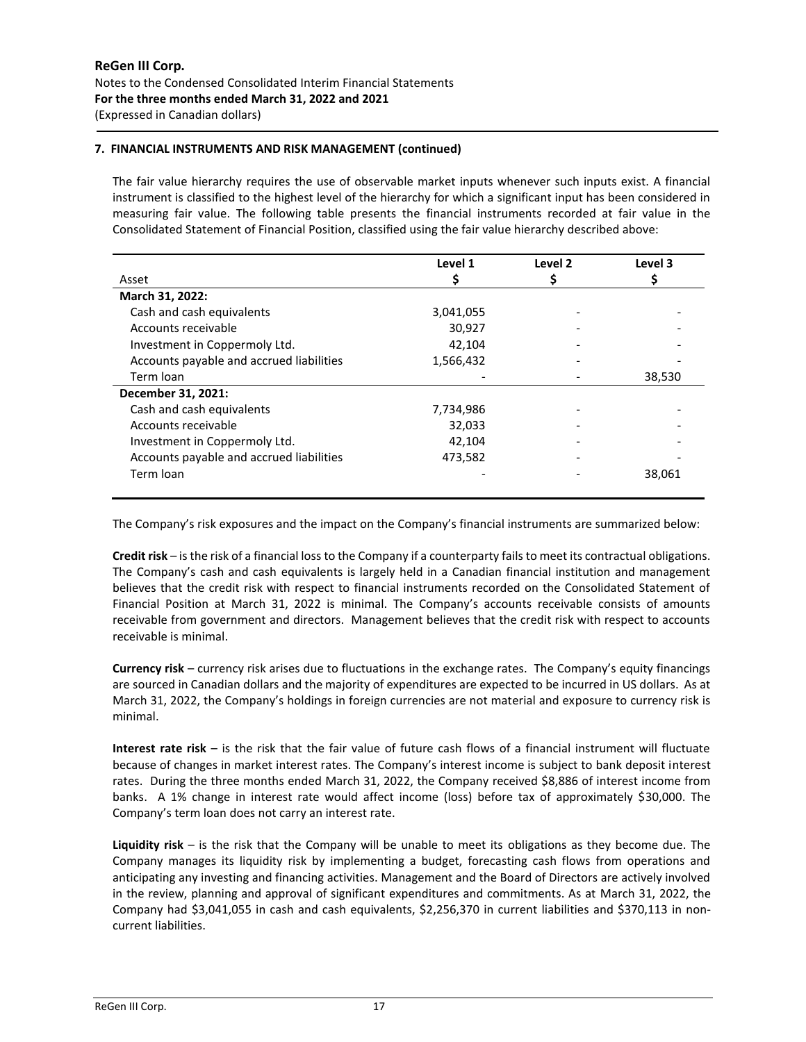**ReGen III Corp.**
Notes to the Condensed Consolidated Interim Financial Statements
**For the three months ended March 31, 2022 and 2021**
(Expressed in Canadian dollars)

**7. FINANCIAL INSTRUMENTS AND RISK MANAGEMENT (continued)**

The fair value hierarchy requires the use of observable market inputs whenever such inputs exist. A financial instrument is classified to the highest level of the hierarchy for which a significant input has been considered in measuring fair value. The following table presents the financial instruments recorded at fair value in the Consolidated Statement of Financial Position, classified using the fair value hierarchy described above:

| Asset | Level 1<br>$ | Level 2<br>$ | Level 3<br>$ |
|---|---|---|---|
| **March 31, 2022:** | | | |
| Cash and cash equivalents | 3,041,055 | - | - |
| Accounts receivable | 30,927 | - | - |
| Investment in Coppermoly Ltd. | 42,104 | - | - |
| Accounts payable and accrued liabilities | 1,566,432 | - | - |
| Term loan | - | - | 38,530 |
| **December 31, 2021:** | | | |
| Cash and cash equivalents | 7,734,986 | - | - |
| Accounts receivable | 32,033 | - | - |
| Investment in Coppermoly Ltd. | 42,104 | - | - |
| Accounts payable and accrued liabilities | 473,582 | - | - |
| Term loan | - | - | 38,061 |

The Company's risk exposures and the impact on the Company's financial instruments are summarized below:

**Credit risk** – is the risk of a financial loss to the Company if a counterparty fails to meet its contractual obligations. The Company's cash and cash equivalents is largely held in a Canadian financial institution and management believes that the credit risk with respect to financial instruments recorded on the Consolidated Statement of Financial Position at March 31, 2022 is minimal. The Company's accounts receivable consists of amounts receivable from government and directors. Management believes that the credit risk with respect to accounts receivable is minimal.

**Currency risk** – currency risk arises due to fluctuations in the exchange rates. The Company's equity financings are sourced in Canadian dollars and the majority of expenditures are expected to be incurred in US dollars. As at March 31, 2022, the Company's holdings in foreign currencies are not material and exposure to currency risk is minimal.

**Interest rate risk** – is the risk that the fair value of future cash flows of a financial instrument will fluctuate because of changes in market interest rates. The Company's interest income is subject to bank deposit interest rates. During the three months ended March 31, 2022, the Company received $8,886 of interest income from banks. A 1% change in interest rate would affect income (loss) before tax of approximately $30,000. The Company's term loan does not carry an interest rate.

**Liquidity risk** – is the risk that the Company will be unable to meet its obligations as they become due. The Company manages its liquidity risk by implementing a budget, forecasting cash flows from operations and anticipating any investing and financing activities. Management and the Board of Directors are actively involved in the review, planning and approval of significant expenditures and commitments. As at March 31, 2022, the Company had $3,041,055 in cash and cash equivalents, $2,256,370 in current liabilities and $370,113 in non-current liabilities.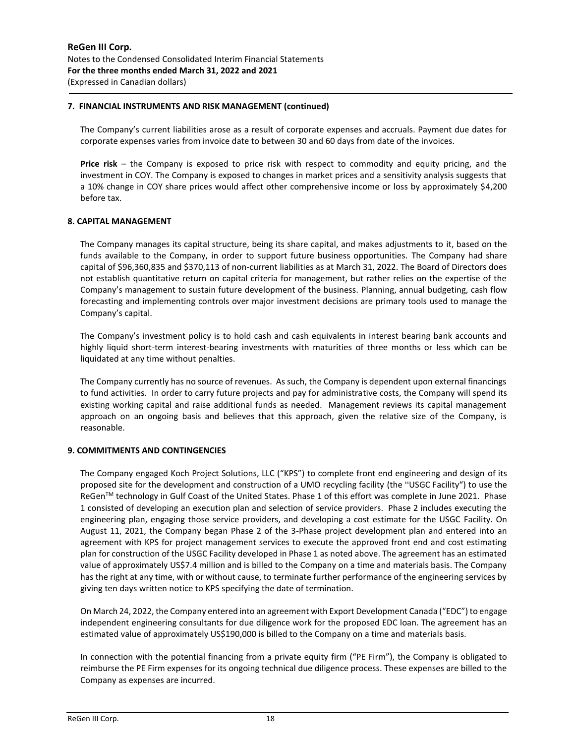## 7. FINANCIAL INSTRUMENTS AND RISK MANAGEMENT (continued)

The Company's current liabilities arose as a result of corporate expenses and accruals. Payment due dates for corporate expenses varies from invoice date to between 30 and 60 days from date of the invoices.

**Price risk** – the Company is exposed to price risk with respect to commodity and equity pricing, and the investment in COY. The Company is exposed to changes in market prices and a sensitivity analysis suggests that a 10% change in COY share prices would affect other comprehensive income or loss by approximately $4,200 before tax.

## 8. CAPITAL MANAGEMENT

The Company manages its capital structure, being its share capital, and makes adjustments to it, based on the funds available to the Company, in order to support future business opportunities. The Company had share capital of $96,360,835 and $370,113 of non-current liabilities as at March 31, 2022. The Board of Directors does not establish quantitative return on capital criteria for management, but rather relies on the expertise of the Company's management to sustain future development of the business. Planning, annual budgeting, cash flow forecasting and implementing controls over major investment decisions are primary tools used to manage the Company's capital.

The Company's investment policy is to hold cash and cash equivalents in interest bearing bank accounts and highly liquid short-term interest-bearing investments with maturities of three months or less which can be liquidated at any time without penalties.

The Company currently has no source of revenues. As such, the Company is dependent upon external financings to fund activities. In order to carry future projects and pay for administrative costs, the Company will spend its existing working capital and raise additional funds as needed. Management reviews its capital management approach on an ongoing basis and believes that this approach, given the relative size of the Company, is reasonable.

## 9. COMMITMENTS AND CONTINGENCIES

The Company engaged Koch Project Solutions, LLC ("KPS") to complete front end engineering and design of its proposed site for the development and construction of a UMO recycling facility (the "USGC Facility") to use the ReGen™ technology in Gulf Coast of the United States. Phase 1 of this effort was complete in June 2021. Phase 1 consisted of developing an execution plan and selection of service providers. Phase 2 includes executing the engineering plan, engaging those service providers, and developing a cost estimate for the USGC Facility. On August 11, 2021, the Company began Phase 2 of the 3-Phase project development plan and entered into an agreement with KPS for project management services to execute the approved front end and cost estimating plan for construction of the USGC Facility developed in Phase 1 as noted above. The agreement has an estimated value of approximately US$7.4 million and is billed to the Company on a time and materials basis. The Company has the right at any time, with or without cause, to terminate further performance of the engineering services by giving ten days written notice to KPS specifying the date of termination.

On March 24, 2022, the Company entered into an agreement with Export Development Canada ("EDC") to engage independent engineering consultants for due diligence work for the proposed EDC loan. The agreement has an estimated value of approximately US$190,000 is billed to the Company on a time and materials basis.

In connection with the potential financing from a private equity firm ("PE Firm"), the Company is obligated to reimburse the PE Firm expenses for its ongoing technical due diligence process. These expenses are billed to the Company as expenses are incurred.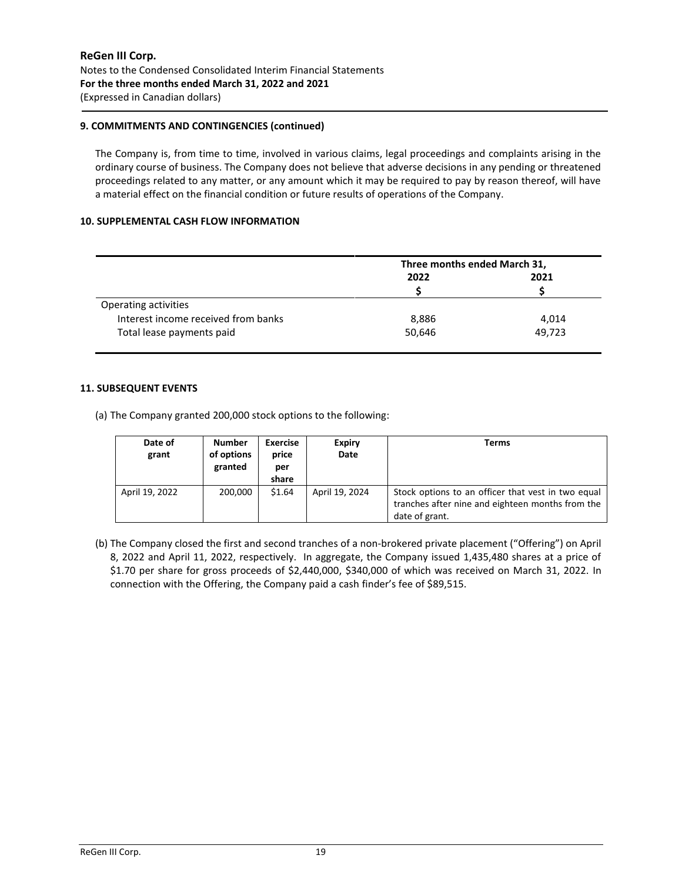### 9. COMMITMENTS AND CONTINGENCIES (continued)

The Company is, from time to time, involved in various claims, legal proceedings and complaints arising in the ordinary course of business. The Company does not believe that adverse decisions in any pending or threatened proceedings related to any matter, or any amount which it may be required to pay by reason thereof, will have a material effect on the financial condition or future results of operations of the Company.

### 10. SUPPLEMENTAL CASH FLOW INFORMATION

| | Three months ended March 31, | |
|---|---|---|
| | 2022<br>$ | 2021<br>$ |
| Operating activities | | |
| Interest income received from banks | 8,886 | 4,014 |
| Total lease payments paid | 50,646 | 49,723 |

### 11. SUBSEQUENT EVENTS

(a) The Company granted 200,000 stock options to the following:

| Date of grant | Number of options granted | Exercise price per share | Expiry Date | Terms |
|---|---|---|---|---|
| April 19, 2022 | 200,000 | $1.64 | April 19, 2024 | Stock options to an officer that vest in two equal tranches after nine and eighteen months from the date of grant. |

(b) The Company closed the first and second tranches of a non-brokered private placement ("Offering") on April 8, 2022 and April 11, 2022, respectively. In aggregate, the Company issued 1,435,480 shares at a price of $1.70 per share for gross proceeds of $2,440,000, $340,000 of which was received on March 31, 2022. In connection with the Offering, the Company paid a cash finder's fee of $89,515.